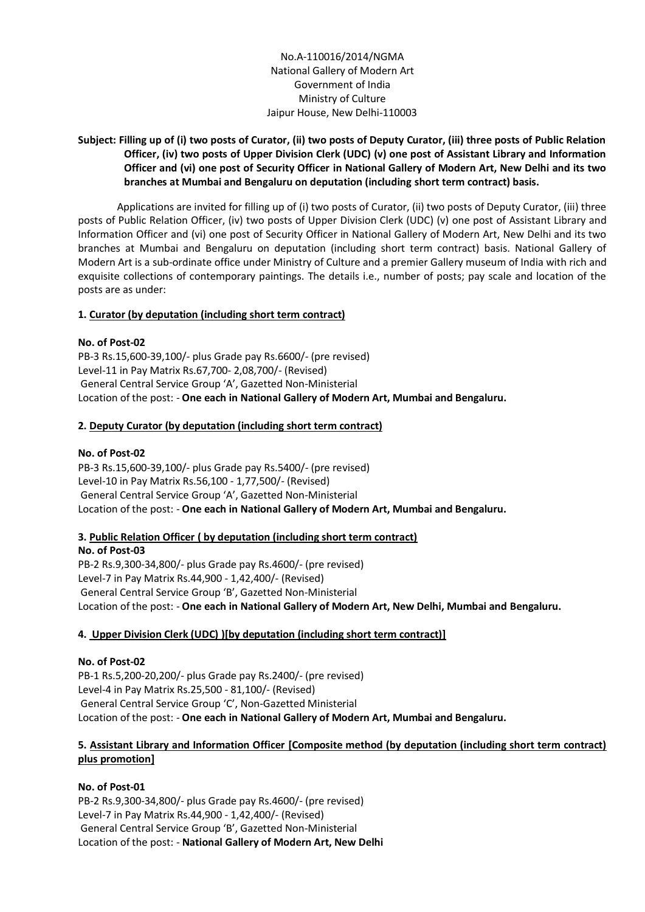No.A-110016/2014/NGMA
National Gallery of Modern Art
Government of India
Ministry of Culture
Jaipur House, New Delhi-110003

**Subject: Filling up of (i) two posts of Curator, (ii) two posts of Deputy Curator, (iii) three posts of Public Relation Officer, (iv) two posts of Upper Division Clerk (UDC) (v) one post of Assistant Library and Information Officer and (vi) one post of Security Officer in National Gallery of Modern Art, New Delhi and its two branches at Mumbai and Bengaluru on deputation (including short term contract) basis.**

Applications are invited for filling up of (i) two posts of Curator, (ii) two posts of Deputy Curator, (iii) three posts of Public Relation Officer, (iv) two posts of Upper Division Clerk (UDC) (v) one post of Assistant Library and Information Officer and (vi) one post of Security Officer in National Gallery of Modern Art, New Delhi and its two branches at Mumbai and Bengaluru on deputation (including short term contract) basis. National Gallery of Modern Art is a sub-ordinate office under Ministry of Culture and a premier Gallery museum of India with rich and exquisite collections of contemporary paintings. The details i.e., number of posts; pay scale and location of the posts are as under:

**1. Curator (by deputation (including short term contract)**

**No. of Post-02**
PB-3 Rs.15,600-39,100/- plus Grade pay Rs.6600/- (pre revised)
Level-11 in Pay Matrix Rs.67,700- 2,08,700/- (Revised)
General Central Service Group 'A', Gazetted Non-Ministerial
Location of the post: - **One each in National Gallery of Modern Art, Mumbai and Bengaluru.**

**2. Deputy Curator (by deputation (including short term contract)**

**No. of Post-02**
PB-3 Rs.15,600-39,100/- plus Grade pay Rs.5400/- (pre revised)
Level-10 in Pay Matrix Rs.56,100 - 1,77,500/- (Revised)
General Central Service Group 'A', Gazetted Non-Ministerial
Location of the post: - **One each in National Gallery of Modern Art, Mumbai and Bengaluru.**

**3. Public Relation Officer ( by deputation (including short term contract)**

**No. of Post-03**
PB-2 Rs.9,300-34,800/- plus Grade pay Rs.4600/- (pre revised)
Level-7 in Pay Matrix Rs.44,900 - 1,42,400/- (Revised)
General Central Service Group 'B', Gazetted Non-Ministerial
Location of the post: - **One each in National Gallery of Modern Art, New Delhi, Mumbai and Bengaluru.**

**4. Upper Division Clerk (UDC) )[by deputation (including short term contract)]**

**No. of Post-02**
PB-1 Rs.5,200-20,200/- plus Grade pay Rs.2400/- (pre revised)
Level-4 in Pay Matrix Rs.25,500 - 81,100/- (Revised)
General Central Service Group 'C', Non-Gazetted Ministerial
Location of the post: - **One each in National Gallery of Modern Art, Mumbai and Bengaluru.**

**5. Assistant Library and Information Officer [Composite method (by deputation (including short term contract) plus promotion]**

**No. of Post-01**
PB-2 Rs.9,300-34,800/- plus Grade pay Rs.4600/- (pre revised)
Level-7 in Pay Matrix Rs.44,900 - 1,42,400/- (Revised)
General Central Service Group 'B', Gazetted Non-Ministerial
Location of the post: - **National Gallery of Modern Art, New Delhi**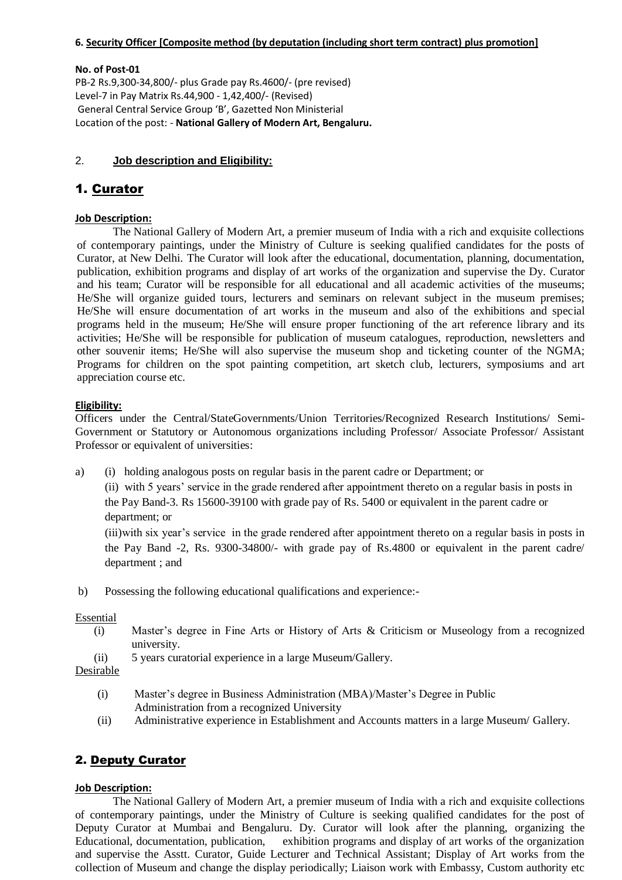**6. Security Officer [Composite method (by deputation (including short term contract) plus promotion]**

**No. of Post-01**
PB-2 Rs.9,300-34,800/- plus Grade pay Rs.4600/- (pre revised)
Level-7 in Pay Matrix Rs.44,900 - 1,42,400/- (Revised)
General Central Service Group 'B', Gazetted Non Ministerial
Location of the post: - **National Gallery of Modern Art, Bengaluru.**

## 2. Job description and Eligibility:

## 1. Curator

**Job Description:**

The National Gallery of Modern Art, a premier museum of India with a rich and exquisite collections of contemporary paintings, under the Ministry of Culture is seeking qualified candidates for the posts of Curator, at New Delhi. The Curator will look after the educational, documentation, planning, documentation, publication, exhibition programs and display of art works of the organization and supervise the Dy. Curator and his team; Curator will be responsible for all educational and all academic activities of the museums; He/She will organize guided tours, lecturers and seminars on relevant subject in the museum premises; He/She will ensure documentation of art works in the museum and also of the exhibitions and special programs held in the museum; He/She will ensure proper functioning of the art reference library and its activities; He/She will be responsible for publication of museum catalogues, reproduction, newsletters and other souvenir items; He/She will also supervise the museum shop and ticketing counter of the NGMA; Programs for children on the spot painting competition, art sketch club, lecturers, symposiums and art appreciation course etc.

**Eligibility:**

Officers under the Central/StateGovernments/Union Territories/Recognized Research Institutions/ Semi-Government or Statutory or Autonomous organizations including Professor/ Associate Professor/ Assistant Professor or equivalent of universities:

a) (i) holding analogous posts on regular basis in the parent cadre or Department; or

(ii) with 5 years' service in the grade rendered after appointment thereto on a regular basis in posts in the Pay Band-3. Rs 15600-39100 with grade pay of Rs. 5400 or equivalent in the parent cadre or department; or

(iii)with six year's service in the grade rendered after appointment thereto on a regular basis in posts in the Pay Band -2, Rs. 9300-34800/- with grade pay of Rs.4800 or equivalent in the parent cadre/ department ; and

b) Possessing the following educational qualifications and experience:-

Essential

(i) Master's degree in Fine Arts or History of Arts & Criticism or Museology from a recognized university.

(ii) 5 years curatorial experience in a large Museum/Gallery.

Desirable

(i) Master's degree in Business Administration (MBA)/Master's Degree in Public Administration from a recognized University

(ii) Administrative experience in Establishment and Accounts matters in a large Museum/ Gallery.

## 2. Deputy Curator

**Job Description:**

The National Gallery of Modern Art, a premier museum of India with a rich and exquisite collections of contemporary paintings, under the Ministry of Culture is seeking qualified candidates for the post of Deputy Curator at Mumbai and Bengaluru. Dy. Curator will look after the planning, organizing the Educational, documentation, publication, exhibition programs and display of art works of the organization and supervise the Asstt. Curator, Guide Lecturer and Technical Assistant; Display of Art works from the collection of Museum and change the display periodically; Liaison work with Embassy, Custom authority etc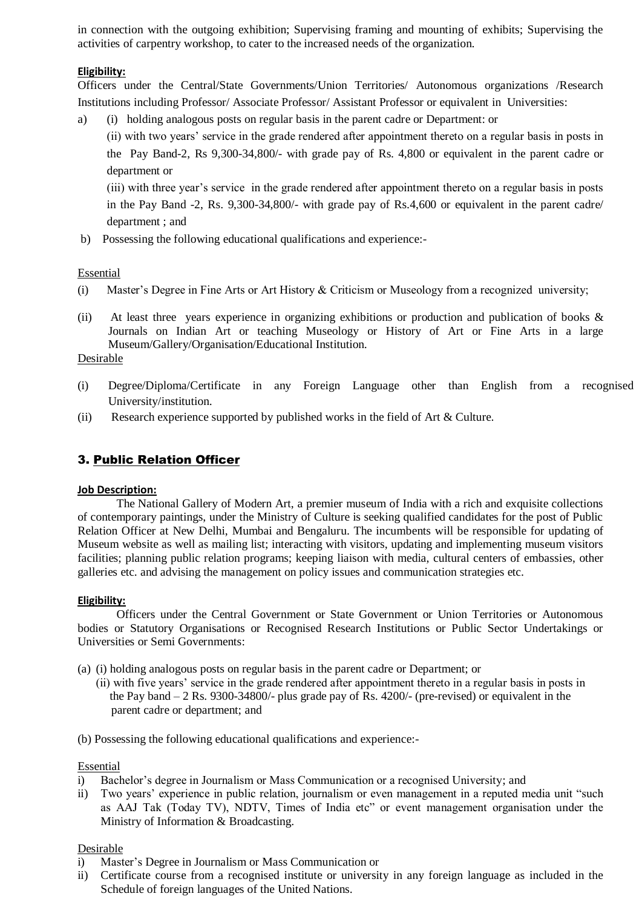in connection with the outgoing exhibition; Supervising framing and mounting of exhibits; Supervising the activities of carpentry workshop, to cater to the increased needs of the organization.

**Eligibility:**

Officers under the Central/State Governments/Union Territories/ Autonomous organizations /Research Institutions including Professor/ Associate Professor/ Assistant Professor or equivalent in Universities:

a) (i) holding analogous posts on regular basis in the parent cadre or Department: or

(ii) with two years' service in the grade rendered after appointment thereto on a regular basis in posts in the Pay Band-2, Rs 9,300-34,800/- with grade pay of Rs. 4,800 or equivalent in the parent cadre or department or

(iii) with three year's service in the grade rendered after appointment thereto on a regular basis in posts in the Pay Band -2, Rs. 9,300-34,800/- with grade pay of Rs.4,600 or equivalent in the parent cadre/ department ; and

b) Possessing the following educational qualifications and experience:-

Essential

(i) Master's Degree in Fine Arts or Art History & Criticism or Museology from a recognized university;

(ii) At least three years experience in organizing exhibitions or production and publication of books & Journals on Indian Art or teaching Museology or History of Art or Fine Arts in a large Museum/Gallery/Organisation/Educational Institution.

Desirable

(i) Degree/Diploma/Certificate in any Foreign Language other than English from a recognised University/institution.

(ii) Research experience supported by published works in the field of Art & Culture.

### 3. Public Relation Officer

**Job Description:**

The National Gallery of Modern Art, a premier museum of India with a rich and exquisite collections of contemporary paintings, under the Ministry of Culture is seeking qualified candidates for the post of Public Relation Officer at New Delhi, Mumbai and Bengaluru. The incumbents will be responsible for updating of Museum website as well as mailing list; interacting with visitors, updating and implementing museum visitors facilities; planning public relation programs; keeping liaison with media, cultural centers of embassies, other galleries etc. and advising the management on policy issues and communication strategies etc.

**Eligibility:**

Officers under the Central Government or State Government or Union Territories or Autonomous bodies or Statutory Organisations or Recognised Research Institutions or Public Sector Undertakings or Universities or Semi Governments:

(a) (i) holding analogous posts on regular basis in the parent cadre or Department; or

(ii) with five years' service in the grade rendered after appointment thereto in a regular basis in posts in the Pay band – 2 Rs. 9300-34800/- plus grade pay of Rs. 4200/- (pre-revised) or equivalent in the parent cadre or department; and

(b) Possessing the following educational qualifications and experience:-

Essential

i) Bachelor's degree in Journalism or Mass Communication or a recognised University; and

ii) Two years' experience in public relation, journalism or even management in a reputed media unit "such as AAJ Tak (Today TV), NDTV, Times of India etc" or event management organisation under the Ministry of Information & Broadcasting.

Desirable

i) Master's Degree in Journalism or Mass Communication or

ii) Certificate course from a recognised institute or university in any foreign language as included in the Schedule of foreign languages of the United Nations.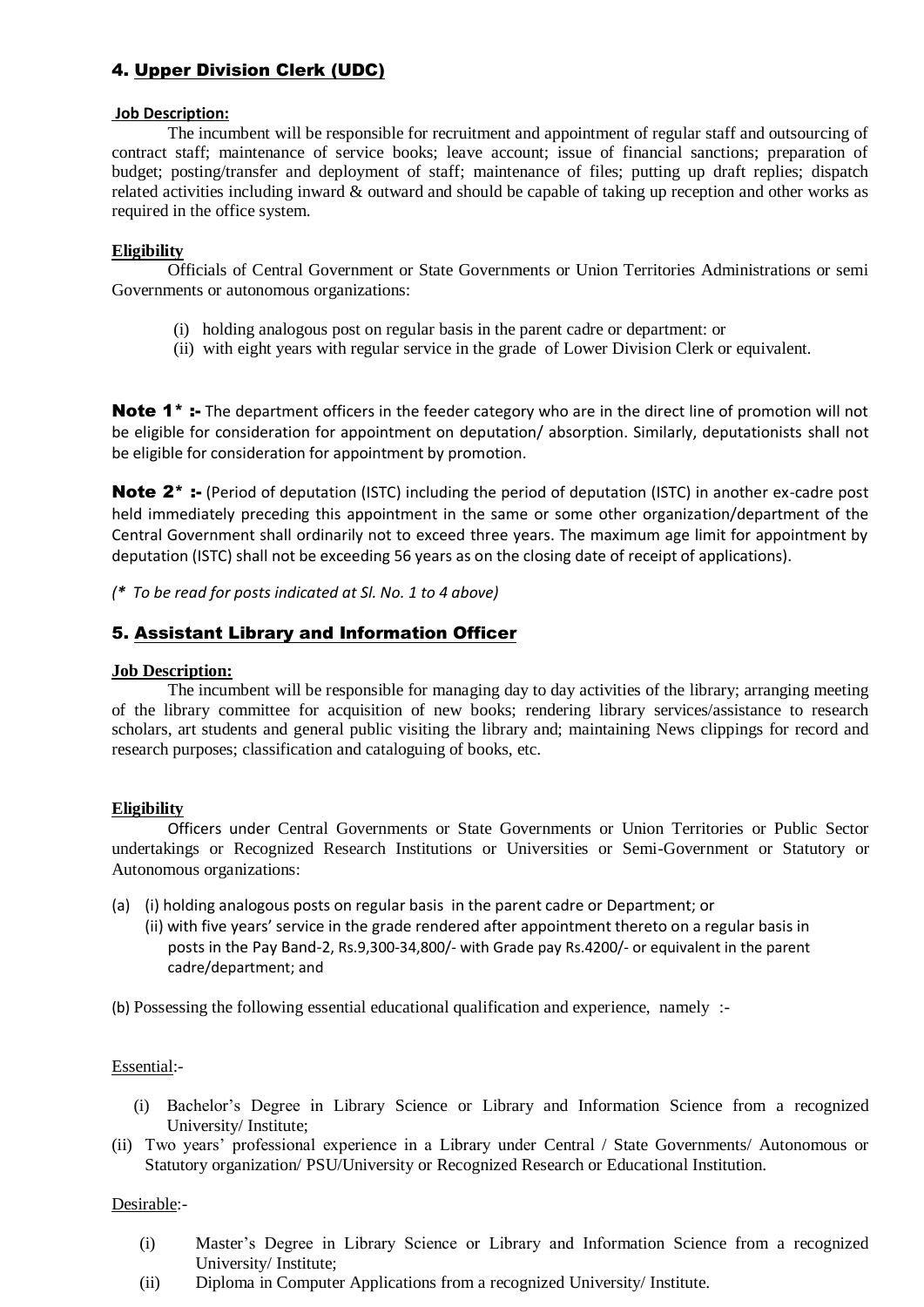## 4. Upper Division Clerk (UDC)

**Job Description:**

The incumbent will be responsible for recruitment and appointment of regular staff and outsourcing of contract staff; maintenance of service books; leave account; issue of financial sanctions; preparation of budget; posting/transfer and deployment of staff; maintenance of files; putting up draft replies; dispatch related activities including inward & outward and should be capable of taking up reception and other works as required in the office system.

**Eligibility**

Officials of Central Government or State Governments or Union Territories Administrations or semi Governments or autonomous organizations:

(i) holding analogous post on regular basis in the parent cadre or department: or
(ii) with eight years with regular service in the grade of Lower Division Clerk or equivalent.

**Note 1* :-** The department officers in the feeder category who are in the direct line of promotion will not be eligible for consideration for appointment on deputation/ absorption. Similarly, deputationists shall not be eligible for consideration for appointment by promotion.

**Note 2* :-** (Period of deputation (ISTC) including the period of deputation (ISTC) in another ex-cadre post held immediately preceding this appointment in the same or some other organization/department of the Central Government shall ordinarily not to exceed three years. The maximum age limit for appointment by deputation (ISTC) shall not be exceeding 56 years as on the closing date of receipt of applications).

*(* To be read for posts indicated at Sl. No. 1 to 4 above)*

## 5. Assistant Library and Information Officer

**Job Description:**

The incumbent will be responsible for managing day to day activities of the library; arranging meeting of the library committee for acquisition of new books; rendering library services/assistance to research scholars, art students and general public visiting the library and; maintaining News clippings for record and research purposes; classification and cataloguing of books, etc.

**Eligibility**

Officers under Central Governments or State Governments or Union Territories or Public Sector undertakings or Recognized Research Institutions or Universities or Semi-Government or Statutory or Autonomous organizations:

(a) (i) holding analogous posts on regular basis in the parent cadre or Department; or
   (ii) with five years' service in the grade rendered after appointment thereto on a regular basis in posts in the Pay Band-2, Rs.9,300-34,800/- with Grade pay Rs.4200/- or equivalent in the parent cadre/department; and

(b) Possessing the following essential educational qualification and experience, namely :-

Essential:-

(i) Bachelor's Degree in Library Science or Library and Information Science from a recognized University/ Institute;
(ii) Two years' professional experience in a Library under Central / State Governments/ Autonomous or Statutory organization/ PSU/University or Recognized Research or Educational Institution.

Desirable:-

(i) Master's Degree in Library Science or Library and Information Science from a recognized University/ Institute;
(ii) Diploma in Computer Applications from a recognized University/ Institute.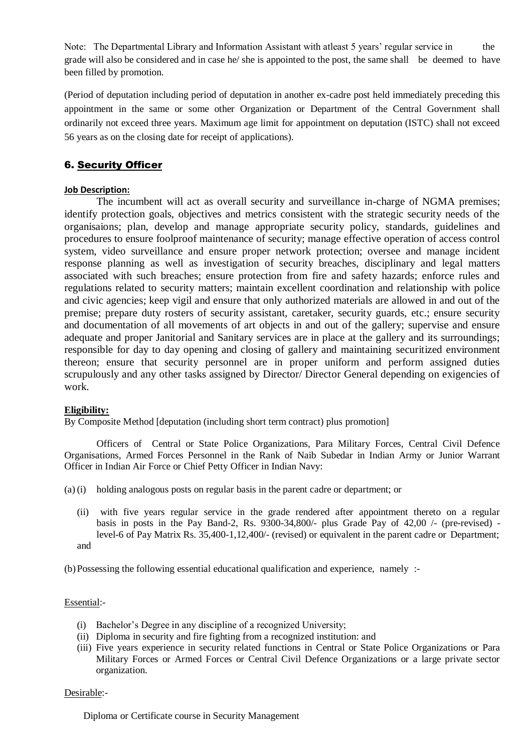Note: The Departmental Library and Information Assistant with atleast 5 years' regular service in the grade will also be considered and in case he/ she is appointed to the post, the same shall be deemed to have been filled by promotion.

(Period of deputation including period of deputation in another ex-cadre post held immediately preceding this appointment in the same or some other Organization or Department of the Central Government shall ordinarily not exceed three years. Maximum age limit for appointment on deputation (ISTC) shall not exceed 56 years as on the closing date for receipt of applications).

## 6. Security Officer

**Job Description:**

The incumbent will act as overall security and surveillance in-charge of NGMA premises; identify protection goals, objectives and metrics consistent with the strategic security needs of the organisaions; plan, develop and manage appropriate security policy, standards, guidelines and procedures to ensure foolproof maintenance of security; manage effective operation of access control system, video surveillance and ensure proper network protection; oversee and manage incident response planning as well as investigation of security breaches, disciplinary and legal matters associated with such breaches; ensure protection from fire and safety hazards; enforce rules and regulations related to security matters; maintain excellent coordination and relationship with police and civic agencies; keep vigil and ensure that only authorized materials are allowed in and out of the premise; prepare duty rosters of security assistant, caretaker, security guards, etc.; ensure security and documentation of all movements of art objects in and out of the gallery; supervise and ensure adequate and proper Janitorial and Sanitary services are in place at the gallery and its surroundings; responsible for day to day opening and closing of gallery and maintaining securitized environment thereon; ensure that security personnel are in proper uniform and perform assigned duties scrupulously and any other tasks assigned by Director/ Director General depending on exigencies of work.

**Eligibility:**

By Composite Method [deputation (including short term contract) plus promotion]

Officers of Central or State Police Organizations, Para Military Forces, Central Civil Defence Organisations, Armed Forces Personnel in the Rank of Naib Subedar in Indian Army or Junior Warrant Officer in Indian Air Force or Chief Petty Officer in Indian Navy:

(a) (i) holding analogous posts on regular basis in the parent cadre or department; or

(ii) with five years regular service in the grade rendered after appointment thereto on a regular basis in posts in the Pay Band-2, Rs. 9300-34,800/- plus Grade Pay of 42,00 /- (pre-revised) - level-6 of Pay Matrix Rs. 35,400-1,12,400/- (revised) or equivalent in the parent cadre or Department; and

(b) Possessing the following essential educational qualification and experience, namely :-

Essential:-

(i) Bachelor's Degree in any discipline of a recognized University;
(ii) Diploma in security and fire fighting from a recognized institution: and
(iii) Five years experience in security related functions in Central or State Police Organizations or Para Military Forces or Armed Forces or Central Civil Defence Organizations or a large private sector organization.

Desirable:-

Diploma or Certificate course in Security Management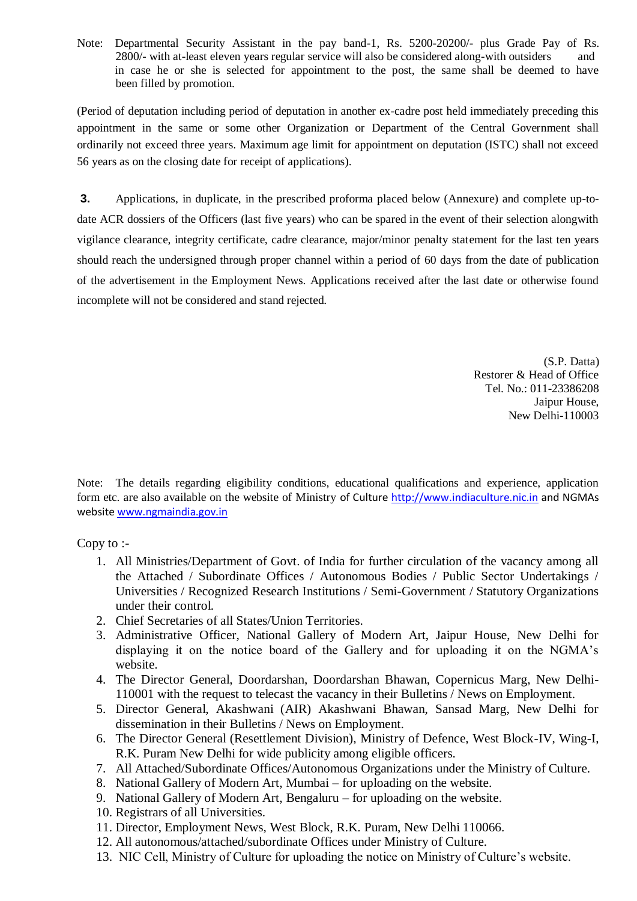Note: Departmental Security Assistant in the pay band-1, Rs. 5200-20200/- plus Grade Pay of Rs. 2800/- with at-least eleven years regular service will also be considered along-with outsiders and in case he or she is selected for appointment to the post, the same shall be deemed to have been filled by promotion.

(Period of deputation including period of deputation in another ex-cadre post held immediately preceding this appointment in the same or some other Organization or Department of the Central Government shall ordinarily not exceed three years. Maximum age limit for appointment on deputation (ISTC) shall not exceed 56 years as on the closing date for receipt of applications).

**3.** Applications, in duplicate, in the prescribed proforma placed below (Annexure) and complete up-to-date ACR dossiers of the Officers (last five years) who can be spared in the event of their selection alongwith vigilance clearance, integrity certificate, cadre clearance, major/minor penalty statement for the last ten years should reach the undersigned through proper channel within a period of 60 days from the date of publication of the advertisement in the Employment News. Applications received after the last date or otherwise found incomplete will not be considered and stand rejected.

(S.P. Datta)
Restorer & Head of Office
Tel. No.: 011-23386208
Jaipur House,
New Delhi-110003

Note: The details regarding eligibility conditions, educational qualifications and experience, application form etc. are also available on the website of Ministry of Culture http://www.indiaculture.nic.in and NGMAs website www.ngmaindia.gov.in

Copy to :-

1. All Ministries/Department of Govt. of India for further circulation of the vacancy among all the Attached / Subordinate Offices / Autonomous Bodies / Public Sector Undertakings / Universities / Recognized Research Institutions / Semi-Government / Statutory Organizations under their control.
2. Chief Secretaries of all States/Union Territories.
3. Administrative Officer, National Gallery of Modern Art, Jaipur House, New Delhi for displaying it on the notice board of the Gallery and for uploading it on the NGMA's website.
4. The Director General, Doordarshan, Doordarshan Bhawan, Copernicus Marg, New Delhi-110001 with the request to telecast the vacancy in their Bulletins / News on Employment.
5. Director General, Akashwani (AIR) Akashwani Bhawan, Sansad Marg, New Delhi for dissemination in their Bulletins / News on Employment.
6. The Director General (Resettlement Division), Ministry of Defence, West Block-IV, Wing-I, R.K. Puram New Delhi for wide publicity among eligible officers.
7. All Attached/Subordinate Offices/Autonomous Organizations under the Ministry of Culture.
8. National Gallery of Modern Art, Mumbai – for uploading on the website.
9. National Gallery of Modern Art, Bengaluru – for uploading on the website.
10. Registrars of all Universities.
11. Director, Employment News, West Block, R.K. Puram, New Delhi 110066.
12. All autonomous/attached/subordinate Offices under Ministry of Culture.
13. NIC Cell, Ministry of Culture for uploading the notice on Ministry of Culture's website.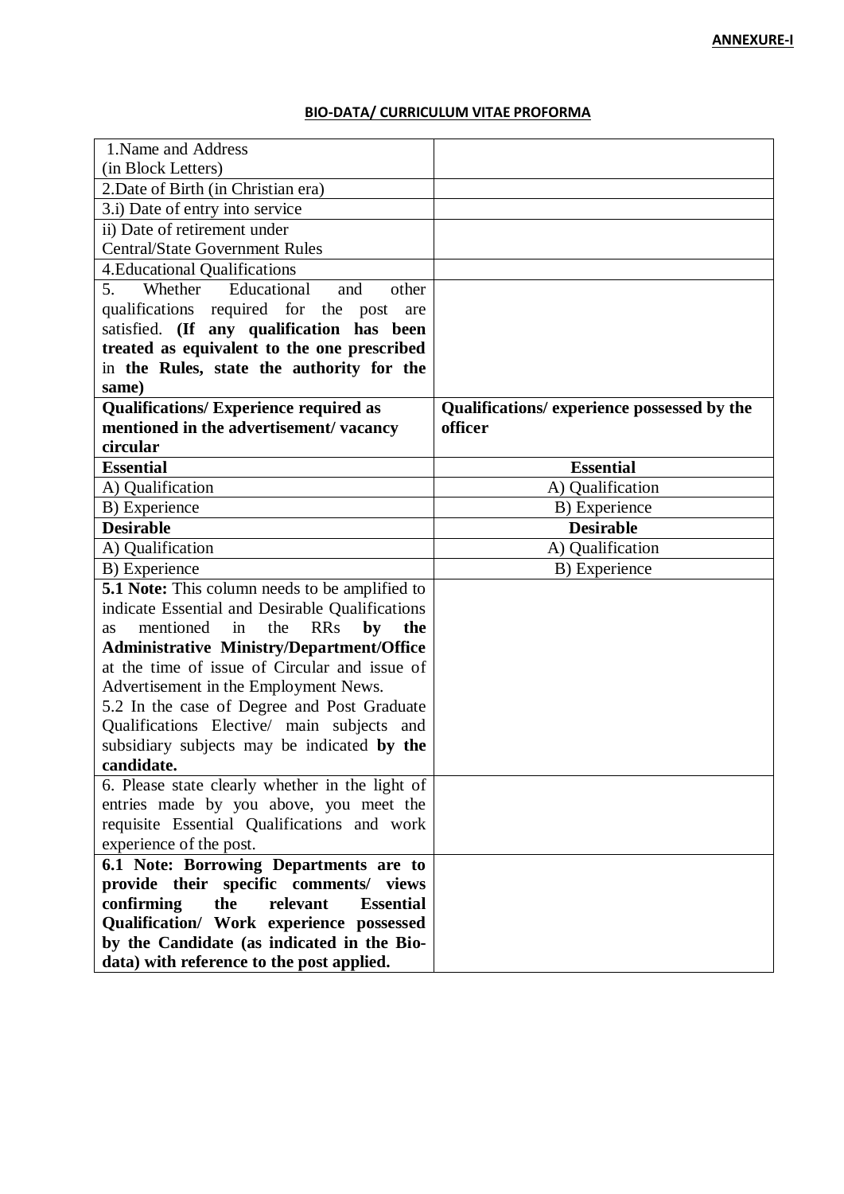**ANNEXURE-I**

**BIO-DATA/ CURRICULUM VITAE PROFORMA**

| | |
|---|---|
| 1.Name and Address (in Block Letters) | |
| 2.Date of Birth (in Christian era) | |
| 3.i) Date of entry into service | |
| ii) Date of retirement under Central/State Government Rules | |
| 4.Educational Qualifications | |
| 5. Whether Educational and other qualifications required for the post are satisfied. **(If any qualification has been treated as equivalent to the one prescribed** in **the Rules, state the authority for the same)** | |
| **Qualifications/ Experience required as mentioned in the advertisement/ vacancy circular** | **Qualifications/ experience possessed by the officer** |
| **Essential** | **Essential** |
| A) Qualification | A) Qualification |
| B) Experience | B) Experience |
| **Desirable** | **Desirable** |
| A) Qualification | A) Qualification |
| B) Experience | B) Experience |
| **5.1 Note:** This column needs to be amplified to indicate Essential and Desirable Qualifications as mentioned in the RRs **by the Administrative Ministry/Department/Office** at the time of issue of Circular and issue of Advertisement in the Employment News.<br>5.2 In the case of Degree and Post Graduate Qualifications Elective/ main subjects and subsidiary subjects may be indicated **by the candidate.** | |
| 6. Please state clearly whether in the light of entries made by you above, you meet the requisite Essential Qualifications and work experience of the post. | |
| **6.1 Note: Borrowing Departments are to provide their specific comments/ views confirming the relevant Essential Qualification/ Work experience possessed by the Candidate (as indicated in the Bio-data) with reference to the post applied.** | |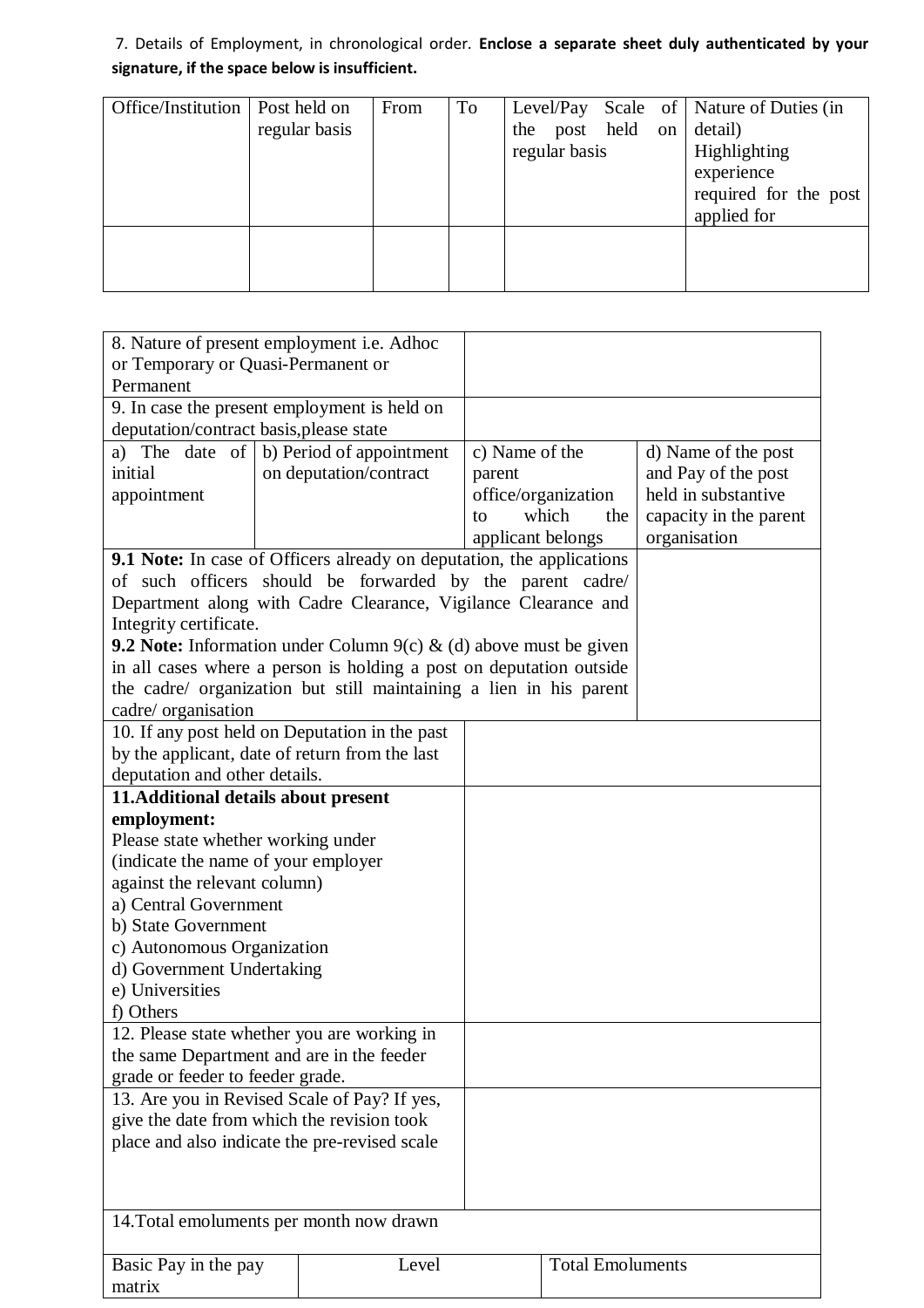7. Details of Employment, in chronological order. **Enclose a separate sheet duly authenticated by your signature, if the space below is insufficient.**

| Office/Institution | Post held on regular basis | From | To | Level/Pay Scale of the post held on regular basis | Nature of Duties (in detail) Highlighting experience required for the post applied for |
|---|---|---|---|---|---|
| | | | | | |

| | | | |
|---|---|---|---|
| 8. Nature of present employment i.e. Adhoc or Temporary or Quasi-Permanent or Permanent | | | |
| 9. In case the present employment is held on deputation/contract basis,please state | | | |
| a) The date of initial appointment | b) Period of appointment on deputation/contract | c) Name of the parent office/organization to which the applicant belongs | d) Name of the post and Pay of the post held in substantive capacity in the parent organisation |
| **9.1 Note:** In case of Officers already on deputation, the applications of such officers should be forwarded by the parent cadre/ Department along with Cadre Clearance, Vigilance Clearance and Integrity certificate.<br>**9.2 Note:** Information under Column 9(c) & (d) above must be given in all cases where a person is holding a post on deputation outside the cadre/ organization but still maintaining a lien in his parent cadre/ organisation | | | |
| 10. If any post held on Deputation in the past by the applicant, date of return from the last deputation and other details. | | | |
| **11.Additional details about present employment:**<br>Please state whether working under (indicate the name of your employer against the relevant column)<br>a) Central Government<br>b) State Government<br>c) Autonomous Organization<br>d) Government Undertaking<br>e) Universities<br>f) Others | | | |
| 12. Please state whether you are working in the same Department and are in the feeder grade or feeder to feeder grade. | | | |
| 13. Are you in Revised Scale of Pay? If yes, give the date from which the revision took place and also indicate the pre-revised scale | | | |

14.Total emoluments per month now drawn

| Basic Pay in the pay matrix | Level | Total Emoluments |
|---|---|---|
| | | |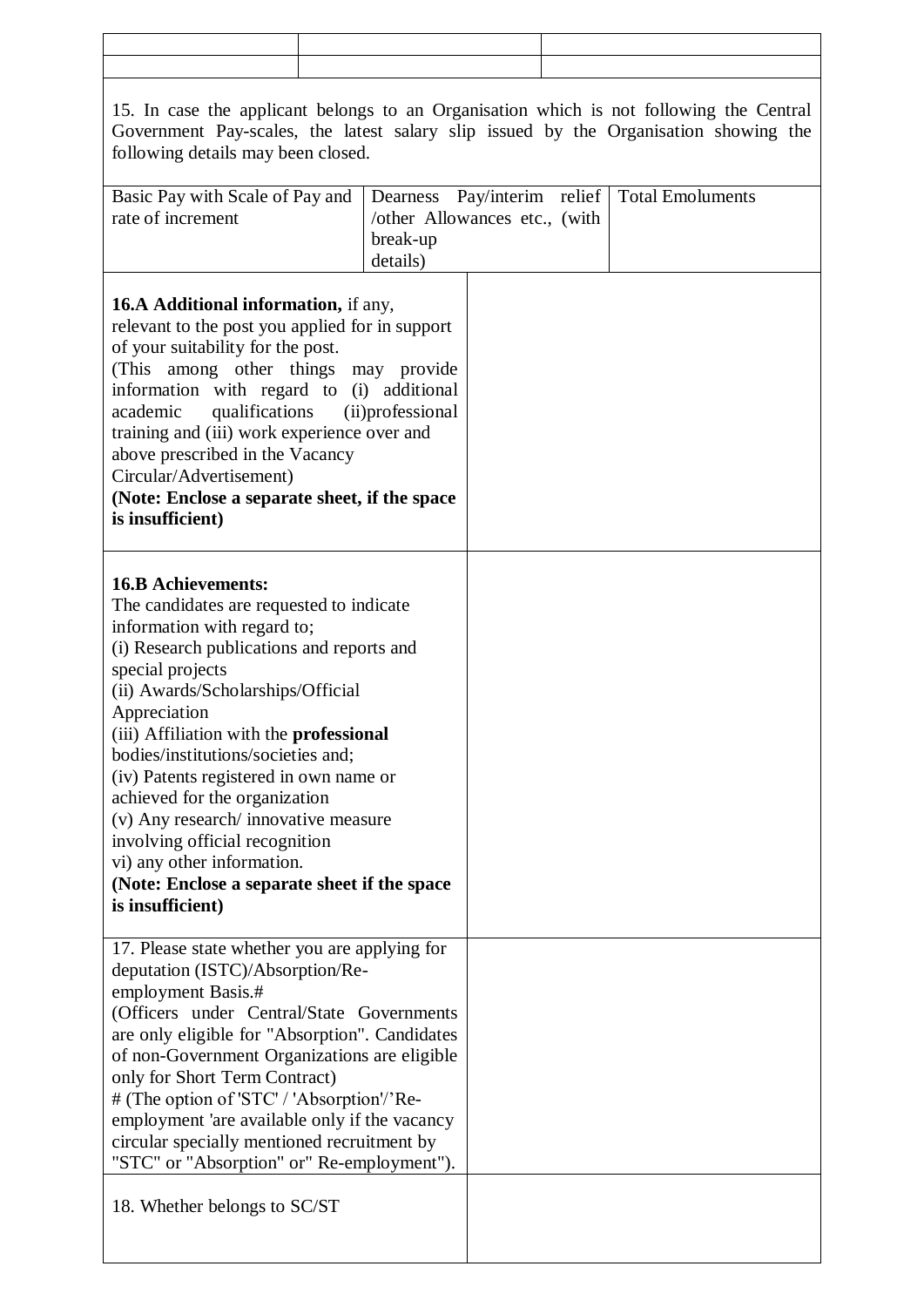| | | |
|---|---|---|
| | | |
| | | |

15. In case the applicant belongs to an Organisation which is not following the Central Government Pay-scales, the latest salary slip issued by the Organisation showing the following details may been closed.

| Basic Pay with Scale of Pay and rate of increment | Dearness Pay/interim relief /other Allowances etc., (with break-up details) | Total Emoluments |
|---|---|---|
| | | |

| | |
|---|---|
| **16.A Additional information,** if any, relevant to the post you applied for in support of your suitability for the post. (This among other things may provide information with regard to (i) additional academic qualifications (ii)professional training and (iii) work experience over and above prescribed in the Vacancy Circular/Advertisement) **(Note: Enclose a separate sheet, if the space is insufficient)** | |
| **16.B Achievements:** The candidates are requested to indicate information with regard to; (i) Research publications and reports and special projects (ii) Awards/Scholarships/Official Appreciation (iii) Affiliation with the **professional** bodies/institutions/societies and; (iv) Patents registered in own name or achieved for the organization (v) Any research/ innovative measure involving official recognition vi) any other information. **(Note: Enclose a separate sheet if the space is insufficient)** | |
| 17. Please state whether you are applying for deputation (ISTC)/Absorption/Re-employment Basis.# (Officers under Central/State Governments are only eligible for "Absorption". Candidates of non-Government Organizations are eligible only for Short Term Contract) # (The option of 'STC' / 'Absorption'/'Re-employment 'are available only if the vacancy circular specially mentioned recruitment by "STC" or "Absorption" or" Re-employment"). | |
| 18. Whether belongs to SC/ST | |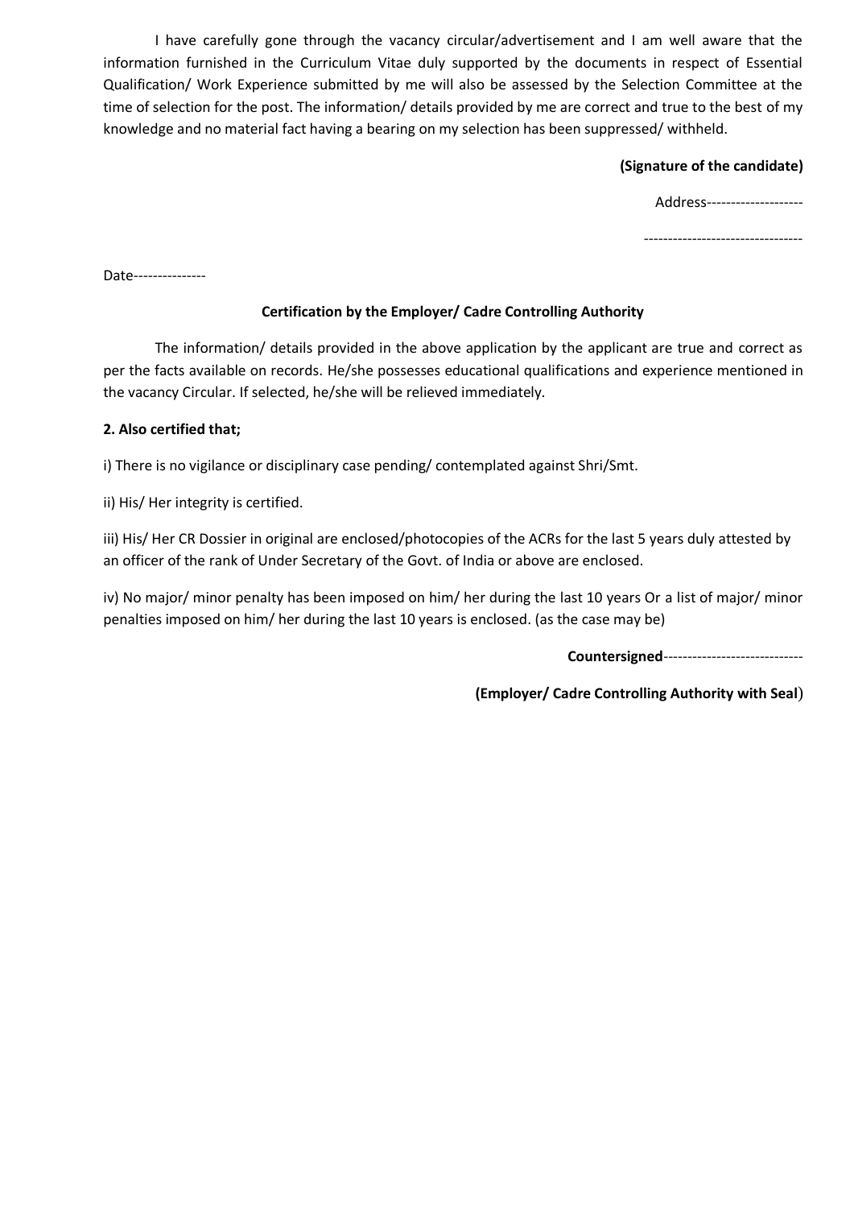I have carefully gone through the vacancy circular/advertisement and I am well aware that the information furnished in the Curriculum Vitae duly supported by the documents in respect of Essential Qualification/ Work Experience submitted by me will also be assessed by the Selection Committee at the time of selection for the post. The information/ details provided by me are correct and true to the best of my knowledge and no material fact having a bearing on my selection has been suppressed/ withheld.

**(Signature of the candidate)**

Address--------------------

---------------------------------

Date---------------

**Certification by the Employer/ Cadre Controlling Authority**

The information/ details provided in the above application by the applicant are true and correct as per the facts available on records. He/she possesses educational qualifications and experience mentioned in the vacancy Circular. If selected, he/she will be relieved immediately.

**2. Also certified that;**

i) There is no vigilance or disciplinary case pending/ contemplated against Shri/Smt.

ii) His/ Her integrity is certified.

iii) His/ Her CR Dossier in original are enclosed/photocopies of the ACRs for the last 5 years duly attested by an officer of the rank of Under Secretary of the Govt. of India or above are enclosed.

iv) No major/ minor penalty has been imposed on him/ her during the last 10 years Or a list of major/ minor penalties imposed on him/ her during the last 10 years is enclosed. (as the case may be)

**Countersigned**-----------------------------

**(Employer/ Cadre Controlling Authority with Seal)**